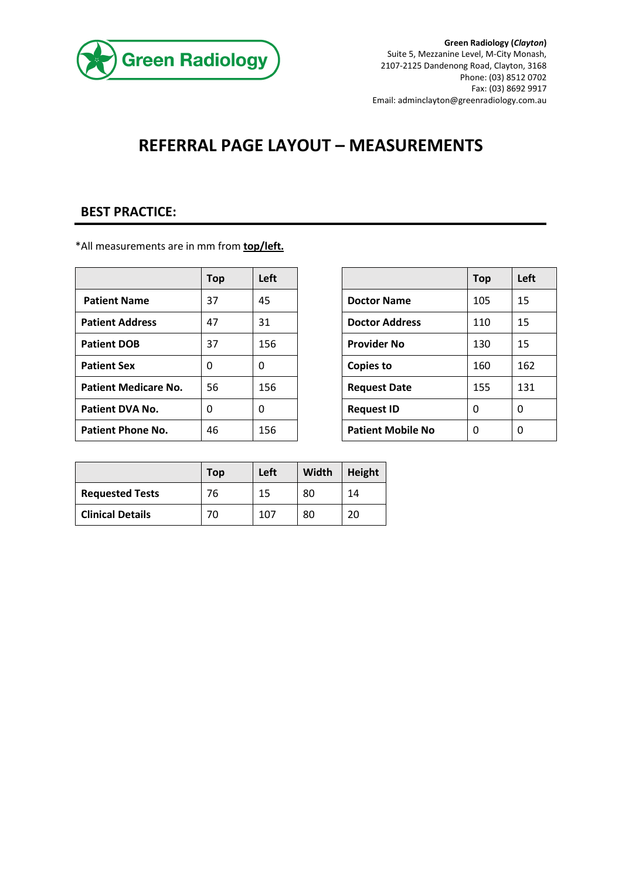**Green Radiology (*Clayton*)**
Suite 5, Mezzanine Level, M-City Monash,
2107-2125 Dandenong Road, Clayton, 3168
Phone: (03) 8512 0702
Fax: (03) 8692 9917
Email: adminclayton@greenradiology.com.au

# REFERRAL PAGE LAYOUT – MEASUREMENTS

## BEST PRACTICE:

*All measurements are in mm from **top/left.**

| | Top | Left |
|---|---|---|
| **Patient Name** | 37 | 45 |
| **Patient Address** | 47 | 31 |
| **Patient DOB** | 37 | 156 |
| **Patient Sex** | 0 | 0 |
| **Patient Medicare No.** | 56 | 156 |
| **Patient DVA No.** | 0 | 0 |
| **Patient Phone No.** | 46 | 156 |

| | Top | Left |
|---|---|---|
| **Doctor Name** | 105 | 15 |
| **Doctor Address** | 110 | 15 |
| **Provider No** | 130 | 15 |
| **Copies to** | 160 | 162 |
| **Request Date** | 155 | 131 |
| **Request ID** | 0 | 0 |
| **Patient Mobile No** | 0 | 0 |

| | Top | Left | Width | Height |
|---|---|---|---|---|
| **Requested Tests** | 76 | 15 | 80 | 14 |
| **Clinical Details** | 70 | 107 | 80 | 20 |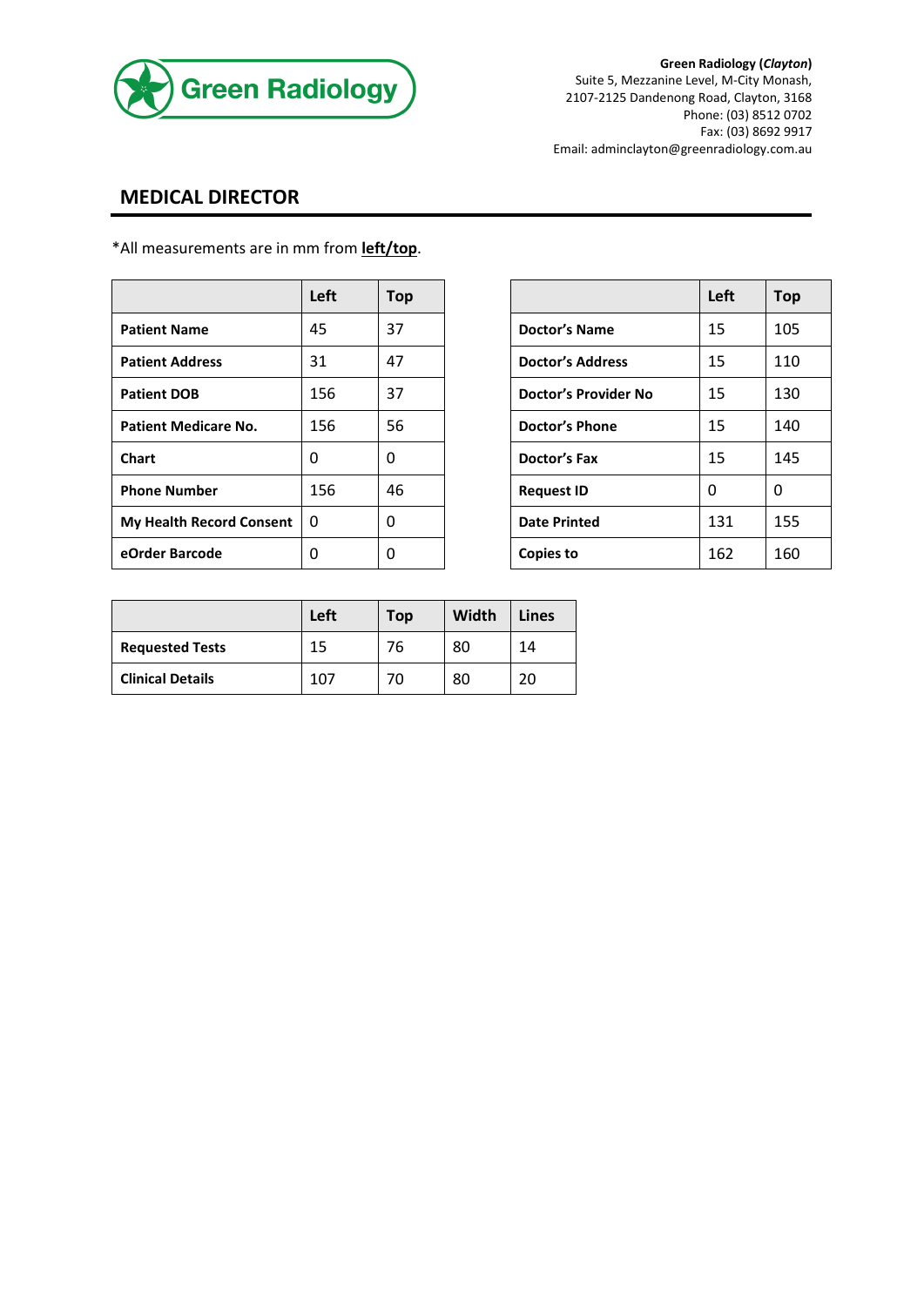**Green Radiology (*Clayton*)**
Suite 5, Mezzanine Level, M-City Monash,
2107-2125 Dandenong Road, Clayton, 3168
Phone: (03) 8512 0702
Fax: (03) 8692 9917
Email: adminclayton@greenradiology.com.au

## MEDICAL DIRECTOR

*All measurements are in mm from **left/top**.

| | Left | Top |
|---|---|---|
| **Patient Name** | 45 | 37 |
| **Patient Address** | 31 | 47 |
| **Patient DOB** | 156 | 37 |
| **Patient Medicare No.** | 156 | 56 |
| **Chart** | 0 | 0 |
| **Phone Number** | 156 | 46 |
| **My Health Record Consent** | 0 | 0 |
| **eOrder Barcode** | 0 | 0 |

| | Left | Top |
|---|---|---|
| **Doctor's Name** | 15 | 105 |
| **Doctor's Address** | 15 | 110 |
| **Doctor's Provider No** | 15 | 130 |
| **Doctor's Phone** | 15 | 140 |
| **Doctor's Fax** | 15 | 145 |
| **Request ID** | 0 | 0 |
| **Date Printed** | 131 | 155 |
| **Copies to** | 162 | 160 |

| | Left | Top | Width | Lines |
|---|---|---|---|---|
| **Requested Tests** | 15 | 76 | 80 | 14 |
| **Clinical Details** | 107 | 70 | 80 | 20 |